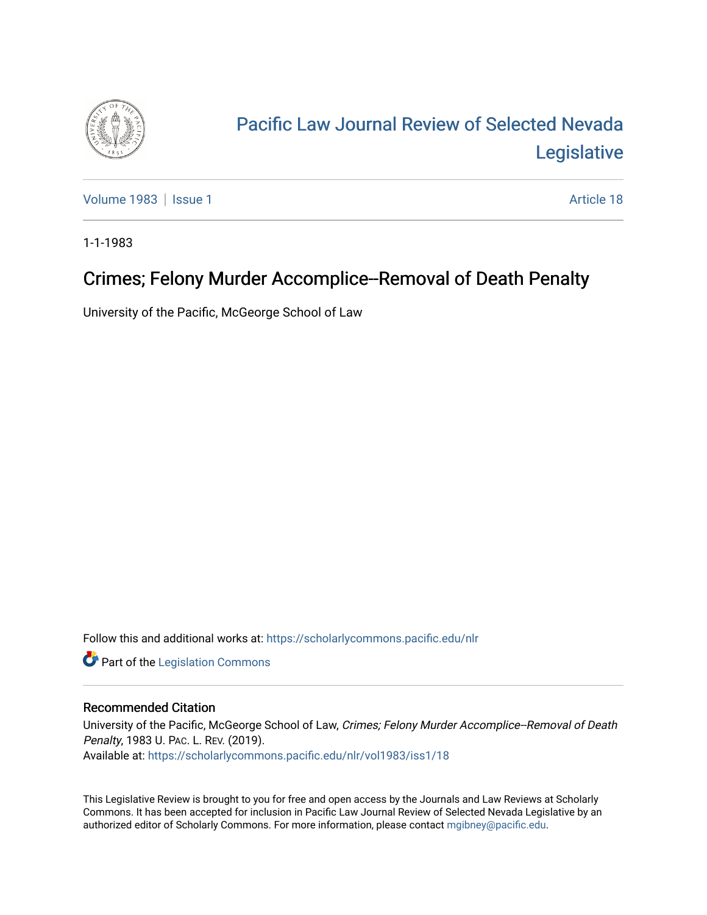# Pacific Law Journal Review of Selected Nevada Legislative

Volume 1983 | Issue 1 — Article 18

1-1-1983

## Crimes; Felony Murder Accomplice--Removal of Death Penalty

University of the Pacific, McGeorge School of Law

Follow this and additional works at: https://scholarlycommons.pacific.edu/nlr

Part of the Legislation Commons

### Recommended Citation

University of the Pacific, McGeorge School of Law, *Crimes; Felony Murder Accomplice--Removal of Death Penalty*, 1983 U. Pac. L. Rev. (2019).
Available at: https://scholarlycommons.pacific.edu/nlr/vol1983/iss1/18

This Legislative Review is brought to you for free and open access by the Journals and Law Reviews at Scholarly Commons. It has been accepted for inclusion in Pacific Law Journal Review of Selected Nevada Legislative by an authorized editor of Scholarly Commons. For more information, please contact mgibney@pacific.edu.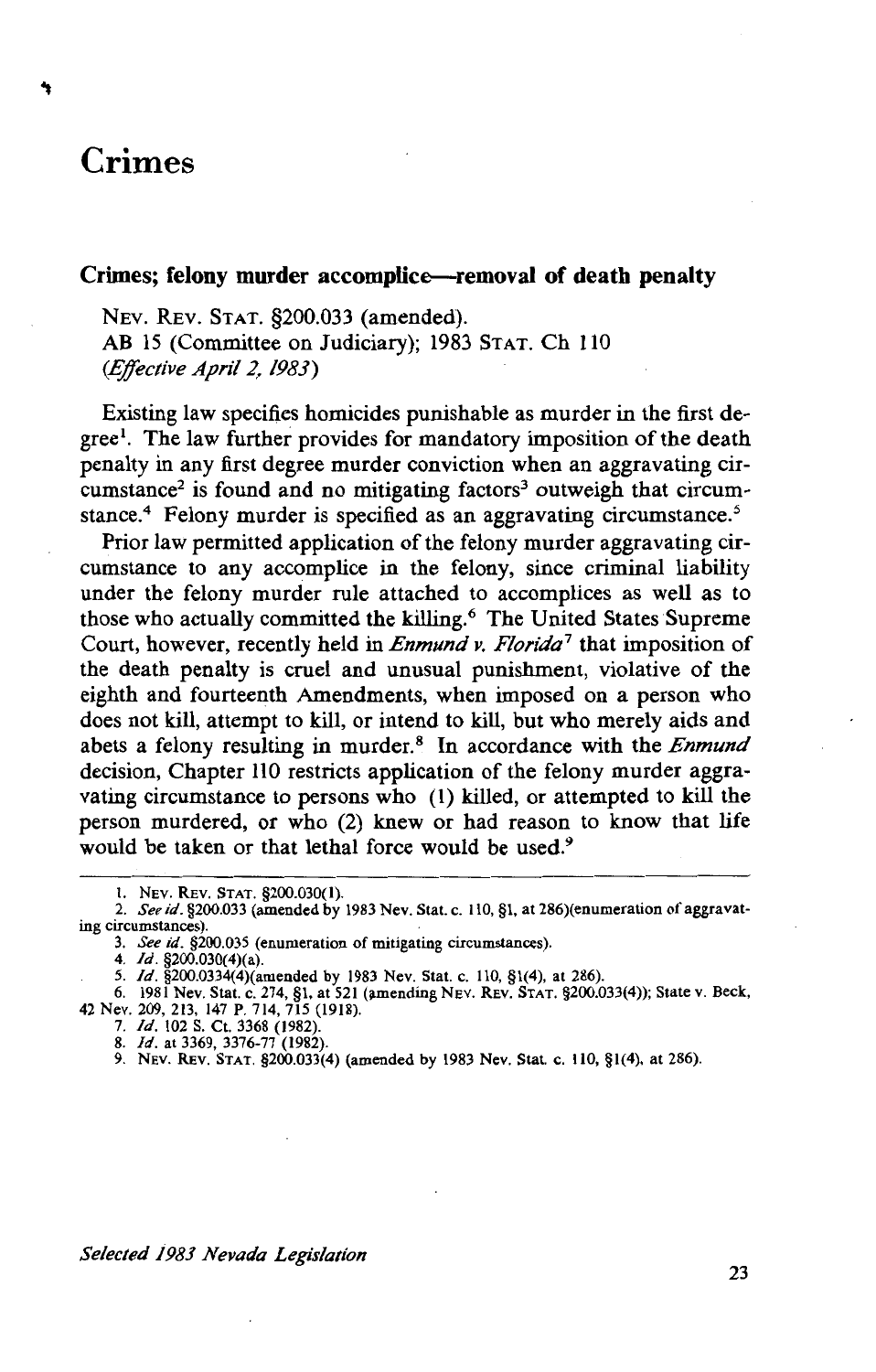# Crimes

## Crimes; felony murder accomplice—removal of death penalty

NEV. REV. STAT. §200.033 (amended).
AB 15 (Committee on Judiciary); 1983 STAT. Ch 110
*(Effective April 2, 1983)*

Existing law specifies homicides punishable as murder in the first degree[1]. The law further provides for mandatory imposition of the death penalty in any first degree murder conviction when an aggravating circumstance[2] is found and no mitigating factors[3] outweigh that circumstance.[4] Felony murder is specified as an aggravating circumstance.[5]

Prior law permitted application of the felony murder aggravating circumstance to any accomplice in the felony, since criminal liability under the felony murder rule attached to accomplices as well as to those who actually committed the killing.[6] The United States Supreme Court, however, recently held in *Enmund v. Florida*[7] that imposition of the death penalty is cruel and unusual punishment, violative of the eighth and fourteenth Amendments, when imposed on a person who does not kill, attempt to kill, or intend to kill, but who merely aids and abets a felony resulting in murder.[8] In accordance with the *Enmund* decision, Chapter 110 restricts application of the felony murder aggravating circumstance to persons who (1) killed, or attempted to kill the person murdered, or who (2) knew or had reason to know that life would be taken or that lethal force would be used.[9]

---

1. NEV. REV. STAT. §200.030(1).
2. *See id.* §200.033 (amended by 1983 Nev. Stat. c. 110, §1, at 286)(enumeration of aggravating circumstances).
3. *See id.* §200.035 (enumeration of mitigating circumstances).
4. *Id.* §200.030(4)(a).
5. *Id.* §200.0334(4)(amended by 1983 Nev. Stat. c. 110, §1(4), at 286).
6. 1981 Nev. Stat. c. 274, §1, at 521 (amending NEV. REV. STAT. §200.033(4)); State v. Beck, 42 Nev. 209, 213, 147 P. 714, 715 (1918).
7. *Id.* 102 S. Ct. 3368 (1982).
8. *Id.* at 3369, 3376-77 (1982).
9. NEV. REV. STAT. §200.033(4) (amended by 1983 Nev. Stat. c. 110, §1(4), at 286).